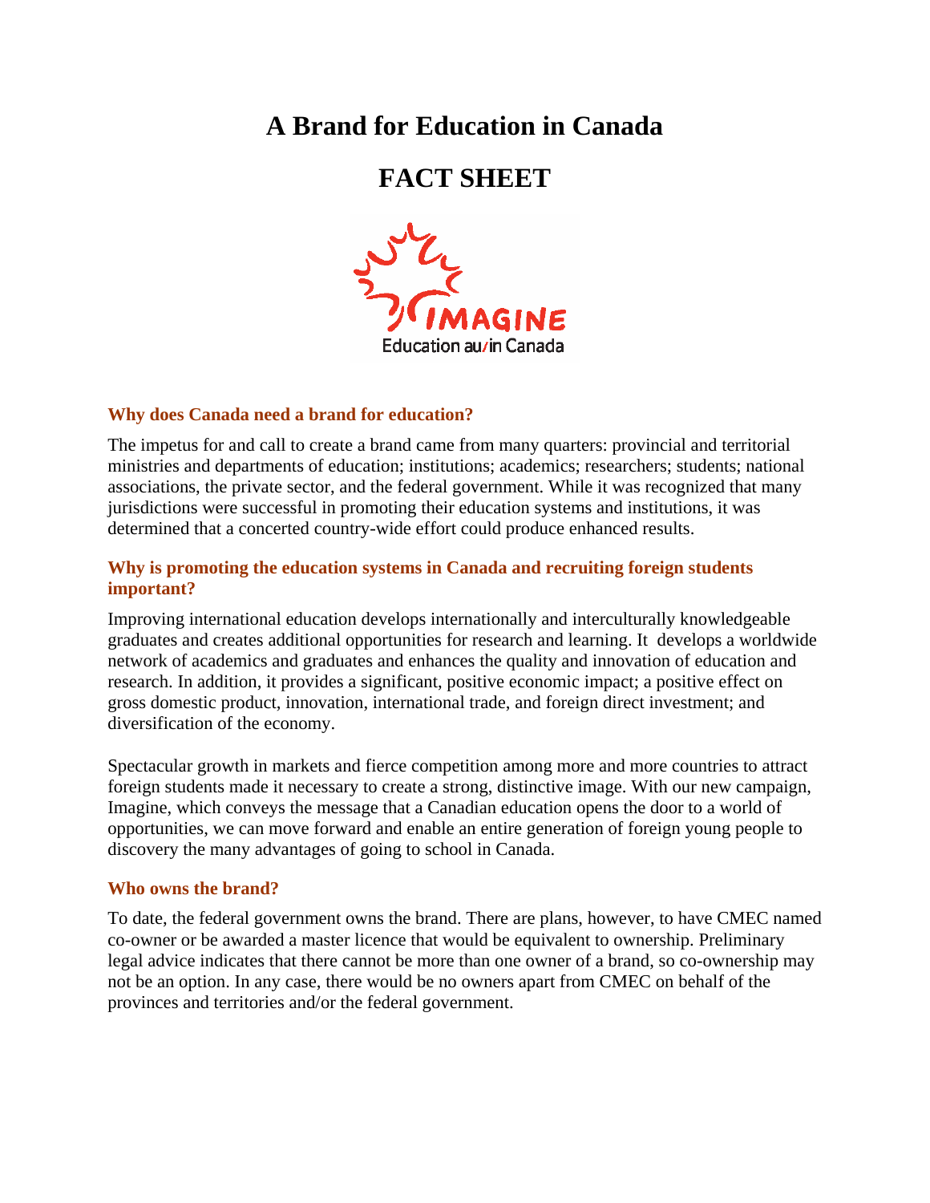# A Brand for Education in Canada

# FACT SHEET

### Why does Canada need a brand for education?

The impetus for and call to create a brand came from many quarters: provincial and territorial ministries and departments of education; institutions; academics; researchers; students; national associations, the private sector, and the federal government. While it was recognized that many jurisdictions were successful in promoting their education systems and institutions, it was determined that a concerted country-wide effort could produce enhanced results.

### Why is promoting the education systems in Canada and recruiting foreign students important?

Improving international education develops internationally and interculturally knowledgeable graduates and creates additional opportunities for research and learning. It develops a worldwide network of academics and graduates and enhances the quality and innovation of education and research. In addition, it provides a significant, positive economic impact; a positive effect on gross domestic product, innovation, international trade, and foreign direct investment; and diversification of the economy.

Spectacular growth in markets and fierce competition among more and more countries to attract foreign students made it necessary to create a strong, distinctive image. With our new campaign, Imagine, which conveys the message that a Canadian education opens the door to a world of opportunities, we can move forward and enable an entire generation of foreign young people to discovery the many advantages of going to school in Canada.

### Who owns the brand?

To date, the federal government owns the brand. There are plans, however, to have CMEC named co-owner or be awarded a master licence that would be equivalent to ownership. Preliminary legal advice indicates that there cannot be more than one owner of a brand, so co-ownership may not be an option. In any case, there would be no owners apart from CMEC on behalf of the provinces and territories and/or the federal government.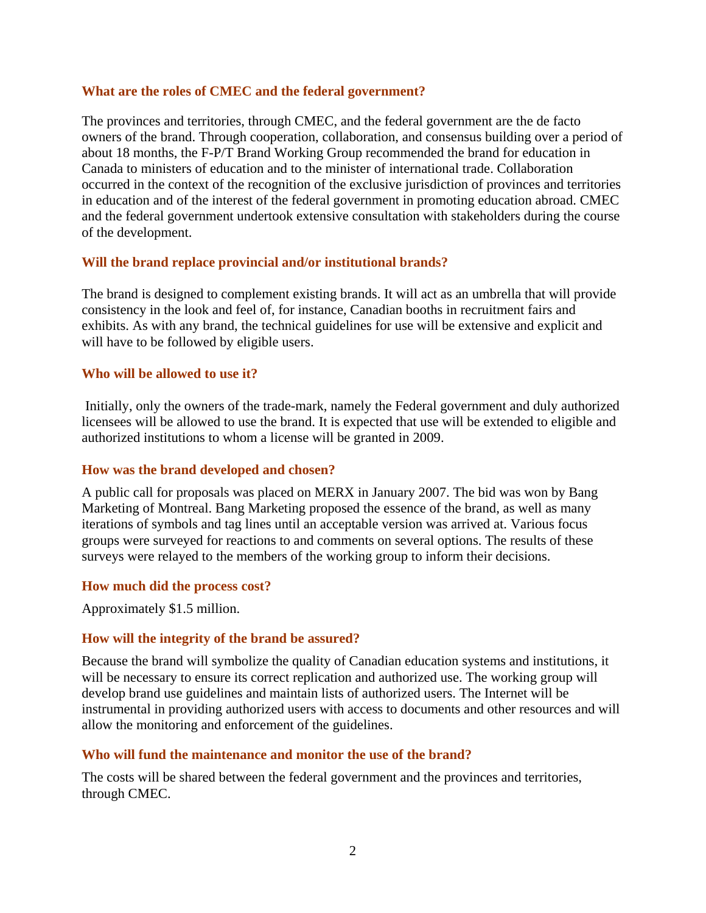### What are the roles of CMEC and the federal government?

The provinces and territories, through CMEC, and the federal government are the de facto owners of the brand. Through cooperation, collaboration, and consensus building over a period of about 18 months, the F-P/T Brand Working Group recommended the brand for education in Canada to ministers of education and to the minister of international trade. Collaboration occurred in the context of the recognition of the exclusive jurisdiction of provinces and territories in education and of the interest of the federal government in promoting education abroad. CMEC and the federal government undertook extensive consultation with stakeholders during the course of the development.

### Will the brand replace provincial and/or institutional brands?

The brand is designed to complement existing brands. It will act as an umbrella that will provide consistency in the look and feel of, for instance, Canadian booths in recruitment fairs and exhibits. As with any brand, the technical guidelines for use will be extensive and explicit and will have to be followed by eligible users.

### Who will be allowed to use it?

Initially, only the owners of the trade-mark, namely the Federal government and duly authorized licensees will be allowed to use the brand. It is expected that use will be extended to eligible and authorized institutions to whom a license will be granted in 2009.

### How was the brand developed and chosen?

A public call for proposals was placed on MERX in January 2007. The bid was won by Bang Marketing of Montreal. Bang Marketing proposed the essence of the brand, as well as many iterations of symbols and tag lines until an acceptable version was arrived at. Various focus groups were surveyed for reactions to and comments on several options. The results of these surveys were relayed to the members of the working group to inform their decisions.

### How much did the process cost?

Approximately $1.5 million.

### How will the integrity of the brand be assured?

Because the brand will symbolize the quality of Canadian education systems and institutions, it will be necessary to ensure its correct replication and authorized use. The working group will develop brand use guidelines and maintain lists of authorized users. The Internet will be instrumental in providing authorized users with access to documents and other resources and will allow the monitoring and enforcement of the guidelines.

### Who will fund the maintenance and monitor the use of the brand?

The costs will be shared between the federal government and the provinces and territories, through CMEC.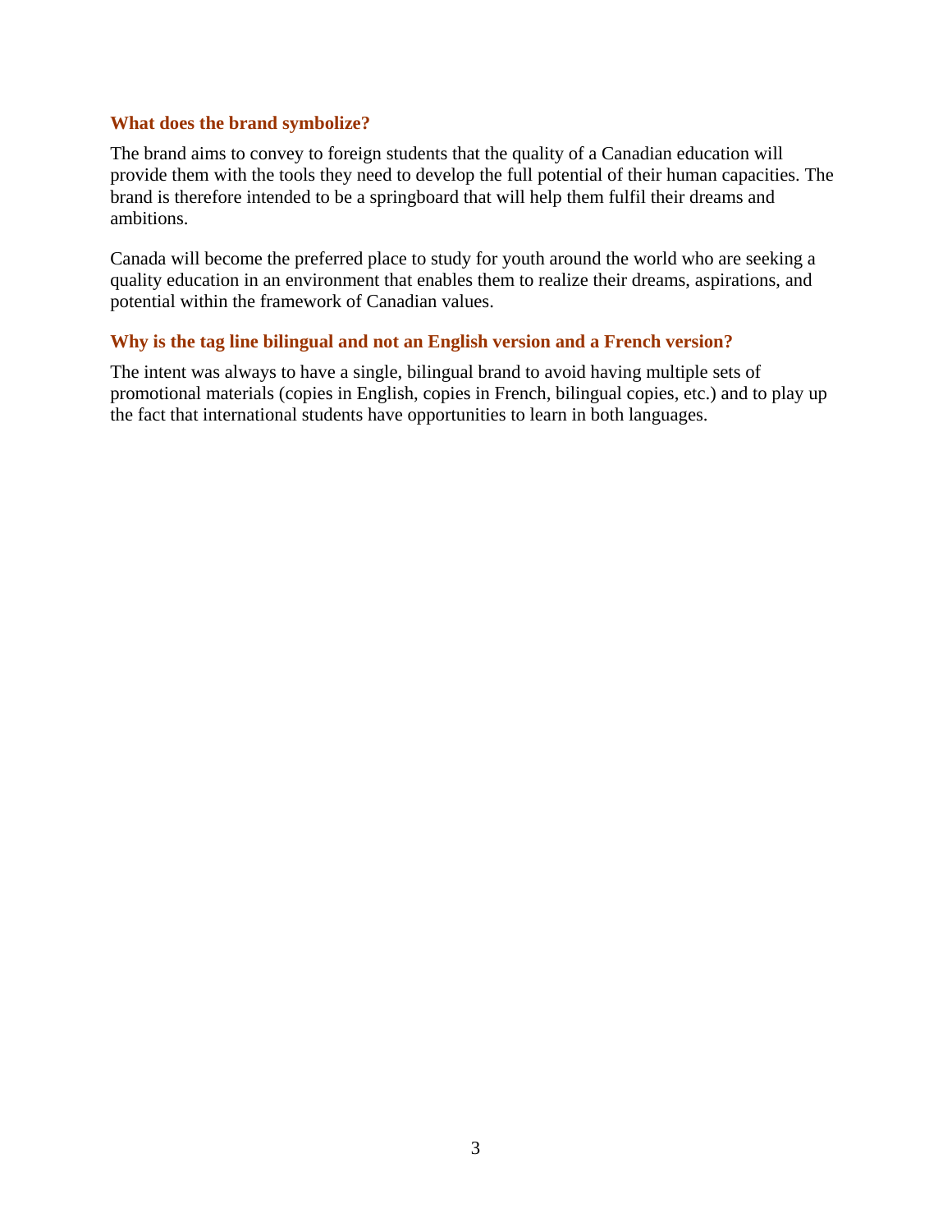### What does the brand symbolize?

The brand aims to convey to foreign students that the quality of a Canadian education will provide them with the tools they need to develop the full potential of their human capacities. The brand is therefore intended to be a springboard that will help them fulfil their dreams and ambitions.

Canada will become the preferred place to study for youth around the world who are seeking a quality education in an environment that enables them to realize their dreams, aspirations, and potential within the framework of Canadian values.

### Why is the tag line bilingual and not an English version and a French version?

The intent was always to have a single, bilingual brand to avoid having multiple sets of promotional materials (copies in English, copies in French, bilingual copies, etc.) and to play up the fact that international students have opportunities to learn in both languages.